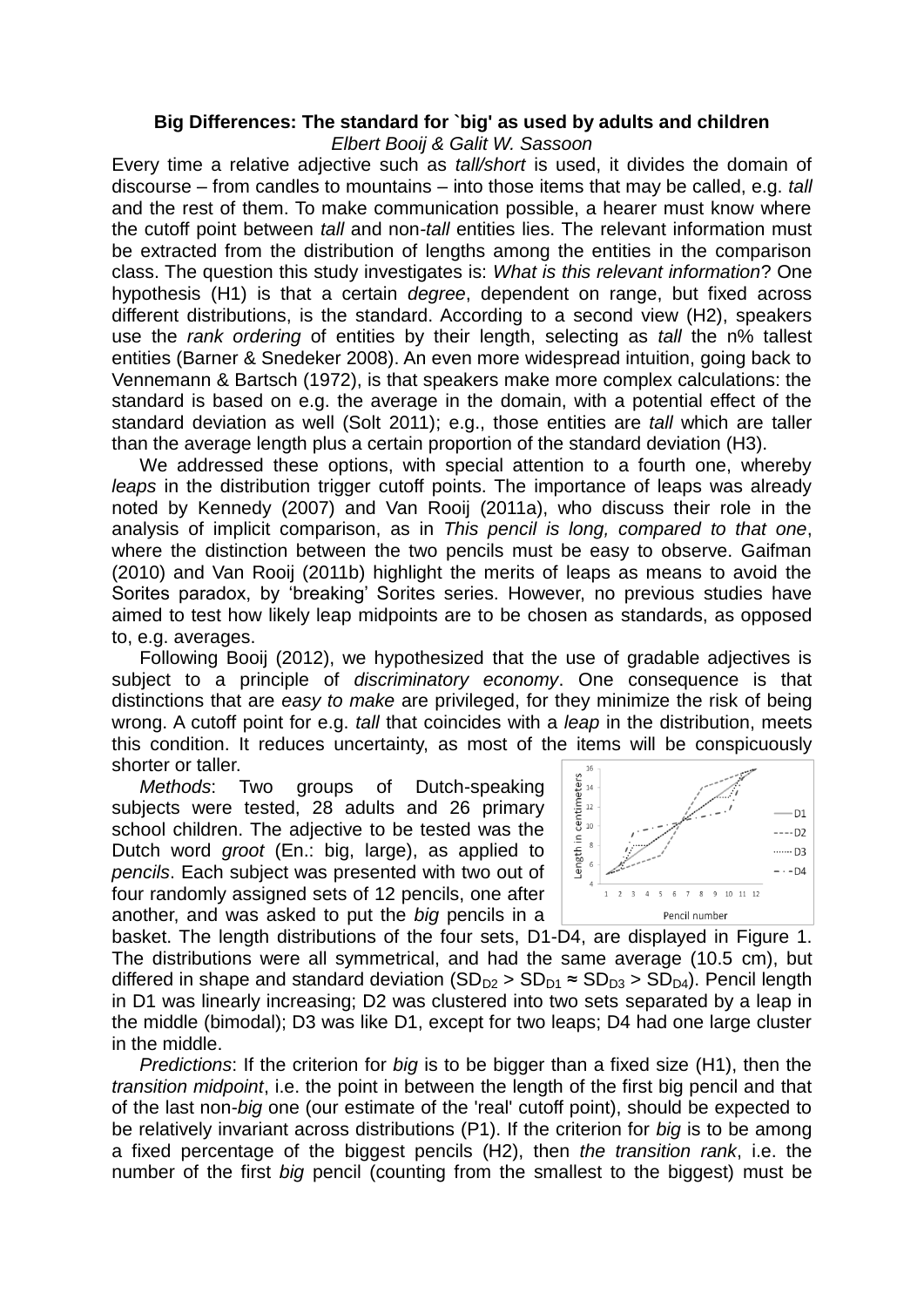**Big Differences: The standard for `big' as used by adults and children**

*Elbert Booij & Galit W. Sassoon*

Every time a relative adjective such as *tall/short* is used, it divides the domain of discourse – from candles to mountains – into those items that may be called, e.g. *tall* and the rest of them. To make communication possible, a hearer must know where the cutoff point between *tall* and non-*tall* entities lies. The relevant information must be extracted from the distribution of lengths among the entities in the comparison class. The question this study investigates is: *What is this relevant information*? One hypothesis (H1) is that a certain *degree*, dependent on range, but fixed across different distributions, is the standard. According to a second view (H2), speakers use the *rank ordering* of entities by their length, selecting as *tall* the n% tallest entities (Barner & Snedeker 2008). An even more widespread intuition, going back to Vennemann & Bartsch (1972), is that speakers make more complex calculations: the standard is based on e.g. the average in the domain, with a potential effect of the standard deviation as well (Solt 2011); e.g., those entities are *tall* which are taller than the average length plus a certain proportion of the standard deviation (H3).

We addressed these options, with special attention to a fourth one, whereby *leaps* in the distribution trigger cutoff points. The importance of leaps was already noted by Kennedy (2007) and Van Rooij (2011a), who discuss their role in the analysis of implicit comparison, as in *This pencil is long, compared to that one*, where the distinction between the two pencils must be easy to observe. Gaifman (2010) and Van Rooij (2011b) highlight the merits of leaps as means to avoid the Sorites paradox, by 'breaking' Sorites series. However, no previous studies have aimed to test how likely leap midpoints are to be chosen as standards, as opposed to, e.g. averages.

Following Booij (2012), we hypothesized that the use of gradable adjectives is subject to a principle of *discriminatory economy*. One consequence is that distinctions that are *easy to make* are privileged, for they minimize the risk of being wrong. A cutoff point for e.g. *tall* that coincides with a *leap* in the distribution, meets this condition. It reduces uncertainty, as most of the items will be conspicuously shorter or taller.

*Methods*: Two groups of Dutch-speaking subjects were tested, 28 adults and 26 primary school children. The adjective to be tested was the Dutch word *groot* (En.: big, large), as applied to *pencils*. Each subject was presented with two out of four randomly assigned sets of 12 pencils, one after another, and was asked to put the *big* pencils in a basket. The length distributions of the four sets, D1-D4, are displayed in Figure 1. The distributions were all symmetrical, and had the same average (10.5 cm), but differed in shape and standard deviation ($SD_{D2} > SD_{D1} \approx SD_{D3} > SD_{D4}$). Pencil length in D1 was linearly increasing; D2 was clustered into two sets separated by a leap in the middle (bimodal); D3 was like D1, except for two leaps; D4 had one large cluster in the middle.

*Predictions*: If the criterion for *big* is to be bigger than a fixed size (H1), then the *transition midpoint*, i.e. the point in between the length of the first big pencil and that of the last non-*big* one (our estimate of the 'real' cutoff point), should be expected to be relatively invariant across distributions (P1). If the criterion for *big* is to be among a fixed percentage of the biggest pencils (H2), then *the transition rank*, i.e. the number of the first *big* pencil (counting from the smallest to the biggest) must be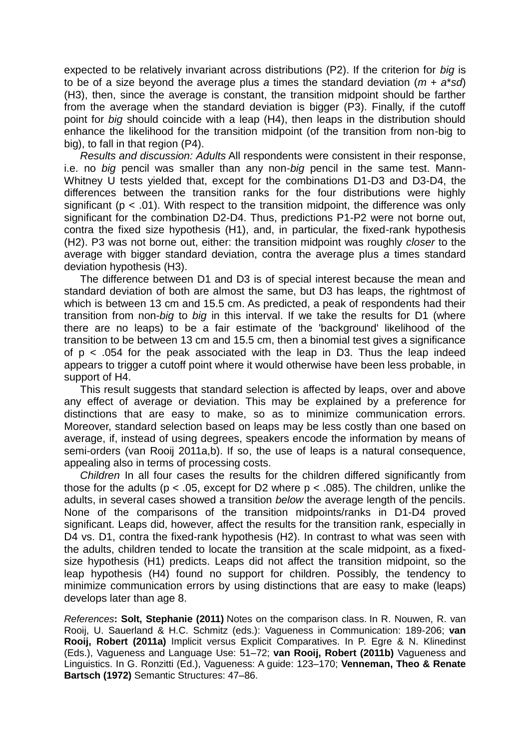expected to be relatively invariant across distributions (P2). If the criterion for *big* is to be of a size beyond the average plus *a* times the standard deviation ($m + a*sd$) (H3), then, since the average is constant, the transition midpoint should be farther from the average when the standard deviation is bigger (P3). Finally, if the cutoff point for *big* should coincide with a leap (H4), then leaps in the distribution should enhance the likelihood for the transition midpoint (of the transition from non-big to big), to fall in that region (P4).

*Results and discussion: Adults* All respondents were consistent in their response, i.e. no *big* pencil was smaller than any non-*big* pencil in the same test. Mann-Whitney U tests yielded that, except for the combinations D1-D3 and D3-D4, the differences between the transition ranks for the four distributions were highly significant ($p < .01$). With respect to the transition midpoint, the difference was only significant for the combination D2-D4. Thus, predictions P1-P2 were not borne out, contra the fixed size hypothesis (H1), and, in particular, the fixed-rank hypothesis (H2). P3 was not borne out, either: the transition midpoint was roughly *closer* to the average with bigger standard deviation, contra the average plus *a* times standard deviation hypothesis (H3).

The difference between D1 and D3 is of special interest because the mean and standard deviation of both are almost the same, but D3 has leaps, the rightmost of which is between 13 cm and 15.5 cm. As predicted, a peak of respondents had their transition from non-*big* to *big* in this interval. If we take the results for D1 (where there are no leaps) to be a fair estimate of the 'background' likelihood of the transition to be between 13 cm and 15.5 cm, then a binomial test gives a significance of $p < .054$ for the peak associated with the leap in D3. Thus the leap indeed appears to trigger a cutoff point where it would otherwise have been less probable, in support of H4.

This result suggests that standard selection is affected by leaps, over and above any effect of average or deviation. This may be explained by a preference for distinctions that are easy to make, so as to minimize communication errors. Moreover, standard selection based on leaps may be less costly than one based on average, if, instead of using degrees, speakers encode the information by means of semi-orders (van Rooij 2011a,b). If so, the use of leaps is a natural consequence, appealing also in terms of processing costs.

*Children* In all four cases the results for the children differed significantly from those for the adults ($p < .05$, except for D2 where $p < .085$). The children, unlike the adults, in several cases showed a transition *below* the average length of the pencils. None of the comparisons of the transition midpoints/ranks in D1-D4 proved significant. Leaps did, however, affect the results for the transition rank, especially in D4 vs. D1, contra the fixed-rank hypothesis (H2). In contrast to what was seen with the adults, children tended to locate the transition at the scale midpoint, as a fixed-size hypothesis (H1) predicts. Leaps did not affect the transition midpoint, so the leap hypothesis (H4) found no support for children. Possibly, the tendency to minimize communication errors by using distinctions that are easy to make (leaps) develops later than age 8.

*References*: **Solt, Stephanie (2011)** Notes on the comparison class. In R. Nouwen, R. van Rooij, U. Sauerland & H.C. Schmitz (eds.): Vagueness in Communication: 189-206; **van Rooij, Robert (2011a)** Implicit versus Explicit Comparatives. In P. Egre & N. Klinedinst (Eds.), Vagueness and Language Use: 51–72; **van Rooij, Robert (2011b)** Vagueness and Linguistics. In G. Ronzitti (Ed.), Vagueness: A guide: 123–170; **Venneman, Theo & Renate Bartsch (1972)** Semantic Structures: 47–86.